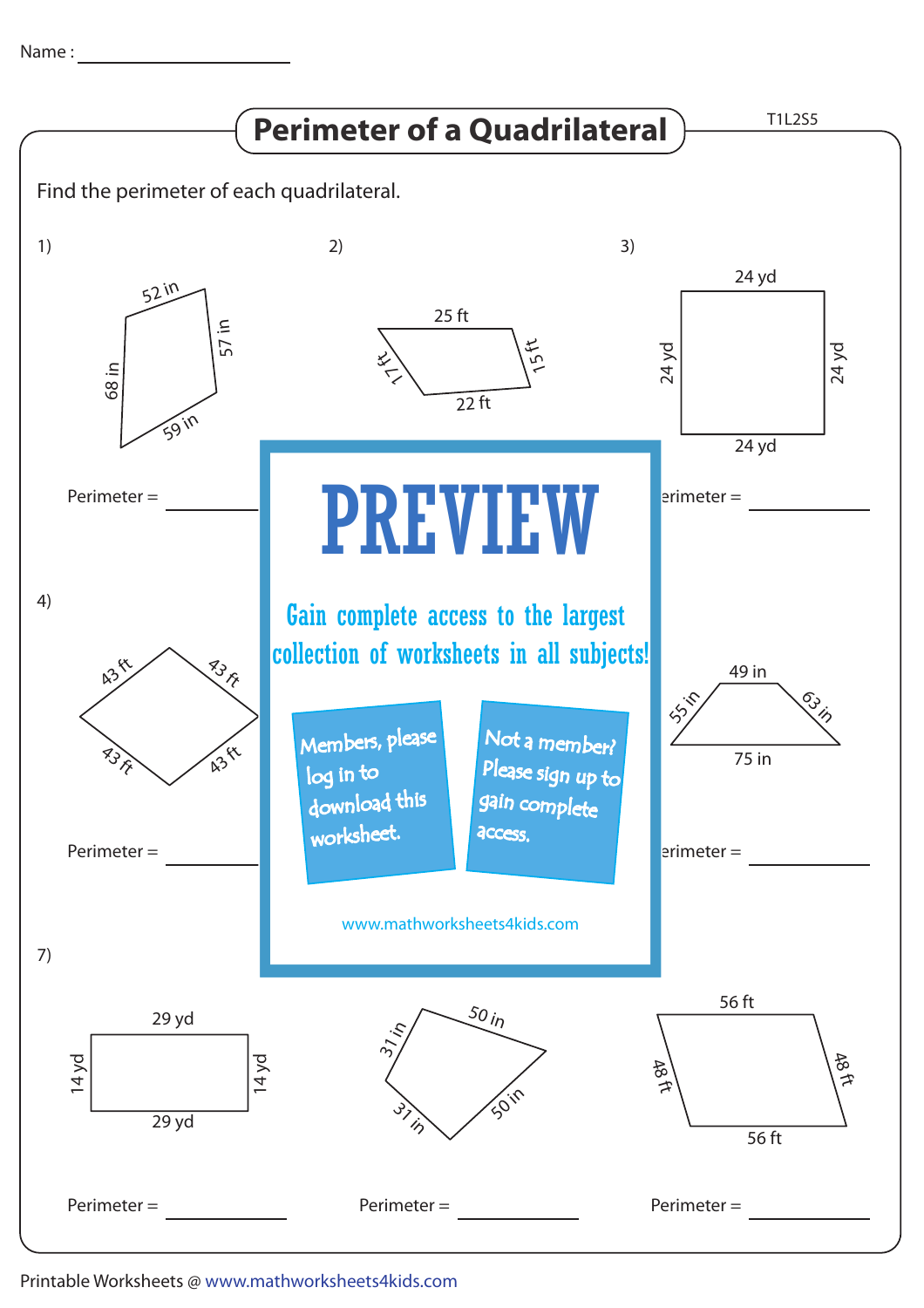Name : ____________________

# Perimeter of a Quadrilateral

T1L2S5

Find the perimeter of each quadrilateral.

1) 52 in, 57 in, 59 in, 68 in

Perimeter = ____________

2) 25 ft, 15 ft, 22 ft, 17 ft

Perimeter = ____________

3) 24 yd, 24 yd, 24 yd, 24 yd

Perimeter = ____________

4) 43 ft, 43 ft, 43 ft, 43 ft

Perimeter = ____________

5)

Perimeter = ____________

6) 49 in, 63 in, 75 in, 55 in

Perimeter = ____________

**PREVIEW**

Gain complete access to the largest collection of worksheets in all subjects!

Members, please log in to download this worksheet.

Not a member? Please sign up to gain complete access.

www.mathworksheets4kids.com

7) 29 yd, 14 yd, 29 yd, 14 yd

Perimeter = ____________

8) 50 in, 50 in, 31 in, 31 in

Perimeter = ____________

9) 56 ft, 48 ft, 56 ft, 48 ft

Perimeter = ____________

Printable Worksheets @ www.mathworksheets4kids.com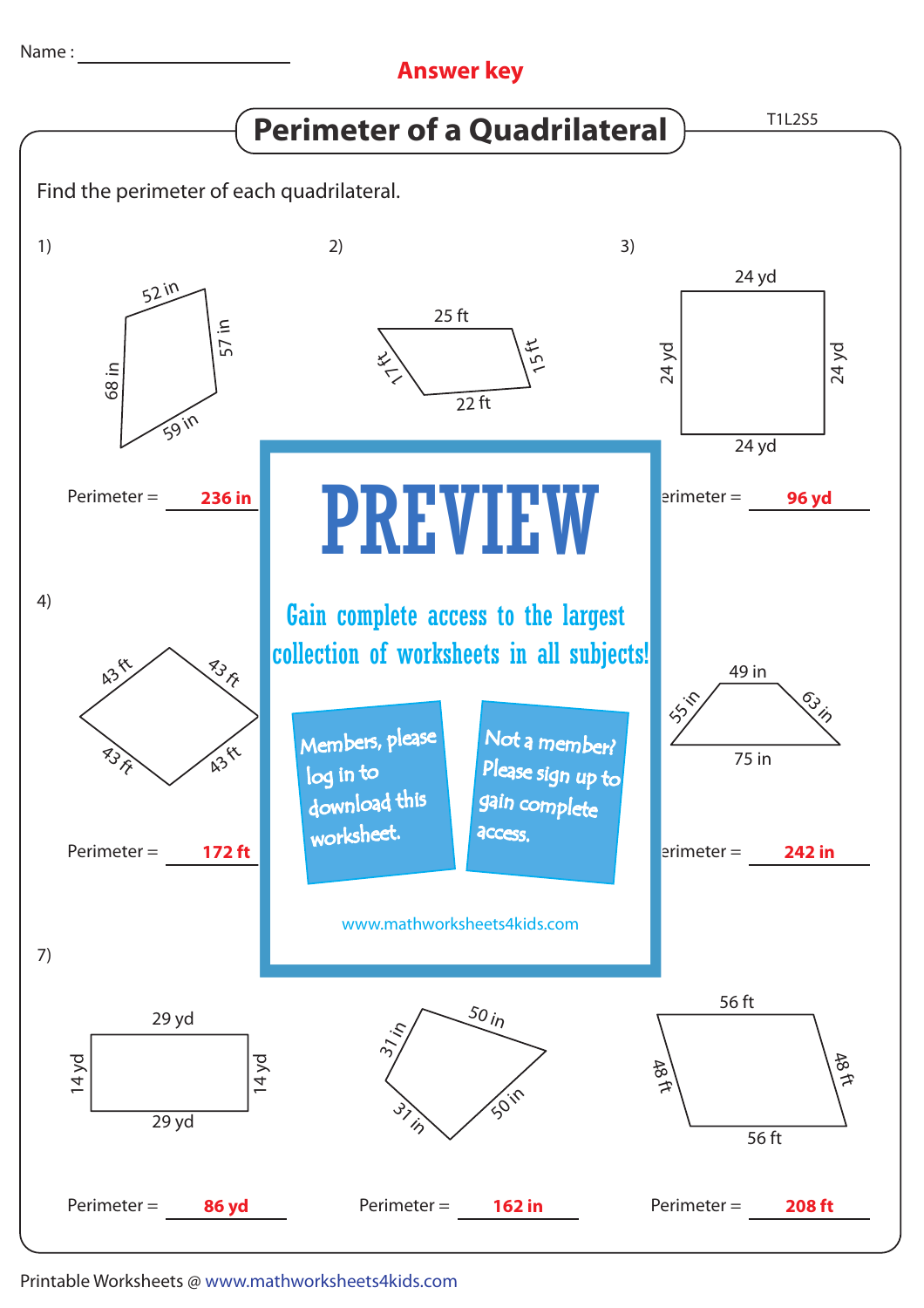Name : ____________________

**Answer key**

# Perimeter of a Quadrilateral

T1L2S5

Find the perimeter of each quadrilateral.

1)

52 in
57 in
68 in
59 in

Perimeter = **236 in**

2)

25 ft
17 ft
15 ft
22 ft

3)

24 yd
24 yd
24 yd
24 yd

Perimeter = **96 yd**

4)

43 ft
43 ft
43 ft
43 ft

Perimeter = **172 ft**

49 in
55 in
63 in
75 in

Perimeter = **242 in**

PREVIEW

Gain complete access to the largest collection of worksheets in all subjects!

Members, please log in to download this worksheet.

Not a member? Please sign up to gain complete access.

www.mathworksheets4kids.com

7)

29 yd
14 yd
14 yd
29 yd

Perimeter = **86 yd**

31 in
50 in
31 in
50 in

Perimeter = **162 in**

56 ft
48 ft
48 ft
56 ft

Perimeter = **208 ft**

Printable Worksheets @ www.mathworksheets4kids.com